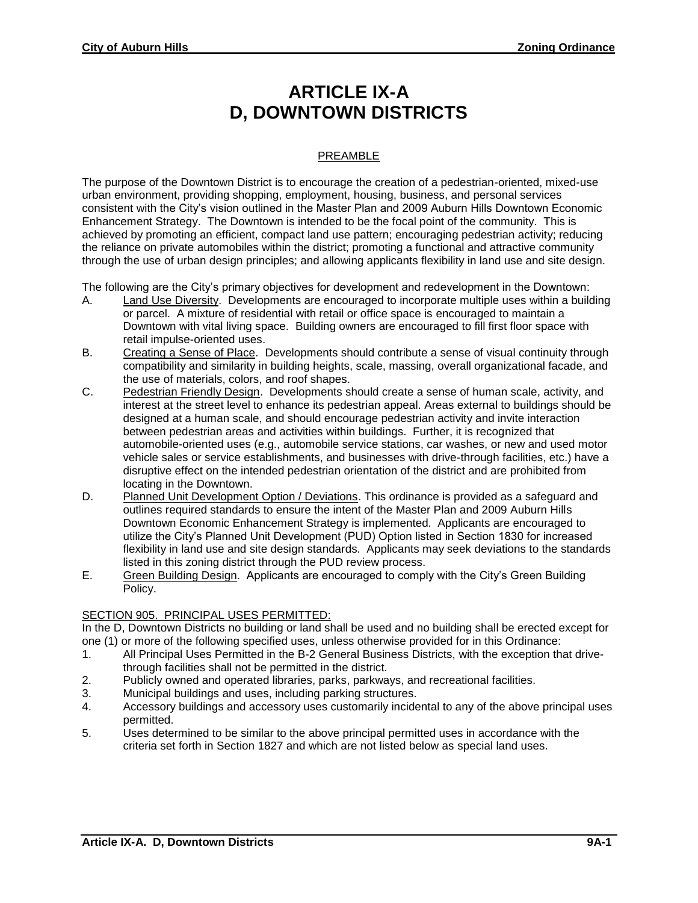# ARTICLE IX-A
# D, DOWNTOWN DISTRICTS

## PREAMBLE

The purpose of the Downtown District is to encourage the creation of a pedestrian-oriented, mixed-use urban environment, providing shopping, employment, housing, business, and personal services consistent with the City's vision outlined in the Master Plan and 2009 Auburn Hills Downtown Economic Enhancement Strategy. The Downtown is intended to be the focal point of the community. This is achieved by promoting an efficient, compact land use pattern; encouraging pedestrian activity; reducing the reliance on private automobiles within the district; promoting a functional and attractive community through the use of urban design principles; and allowing applicants flexibility in land use and site design.

The following are the City's primary objectives for development and redevelopment in the Downtown:

A. Land Use Diversity. Developments are encouraged to incorporate multiple uses within a building or parcel. A mixture of residential with retail or office space is encouraged to maintain a Downtown with vital living space. Building owners are encouraged to fill first floor space with retail impulse-oriented uses.

B. Creating a Sense of Place. Developments should contribute a sense of visual continuity through compatibility and similarity in building heights, scale, massing, overall organizational facade, and the use of materials, colors, and roof shapes.

C. Pedestrian Friendly Design. Developments should create a sense of human scale, activity, and interest at the street level to enhance its pedestrian appeal. Areas external to buildings should be designed at a human scale, and should encourage pedestrian activity and invite interaction between pedestrian areas and activities within buildings. Further, it is recognized that automobile-oriented uses (e.g., automobile service stations, car washes, or new and used motor vehicle sales or service establishments, and businesses with drive-through facilities, etc.) have a disruptive effect on the intended pedestrian orientation of the district and are prohibited from locating in the Downtown.

D. Planned Unit Development Option / Deviations. This ordinance is provided as a safeguard and outlines required standards to ensure the intent of the Master Plan and 2009 Auburn Hills Downtown Economic Enhancement Strategy is implemented. Applicants are encouraged to utilize the City's Planned Unit Development (PUD) Option listed in Section 1830 for increased flexibility in land use and site design standards. Applicants may seek deviations to the standards listed in this zoning district through the PUD review process.

E. Green Building Design. Applicants are encouraged to comply with the City's Green Building Policy.

## SECTION 905. PRINCIPAL USES PERMITTED:

In the D, Downtown Districts no building or land shall be used and no building shall be erected except for one (1) or more of the following specified uses, unless otherwise provided for in this Ordinance:

1. All Principal Uses Permitted in the B-2 General Business Districts, with the exception that drive-through facilities shall not be permitted in the district.
2. Publicly owned and operated libraries, parks, parkways, and recreational facilities.
3. Municipal buildings and uses, including parking structures.
4. Accessory buildings and accessory uses customarily incidental to any of the above principal uses permitted.
5. Uses determined to be similar to the above principal permitted uses in accordance with the criteria set forth in Section 1827 and which are not listed below as special land uses.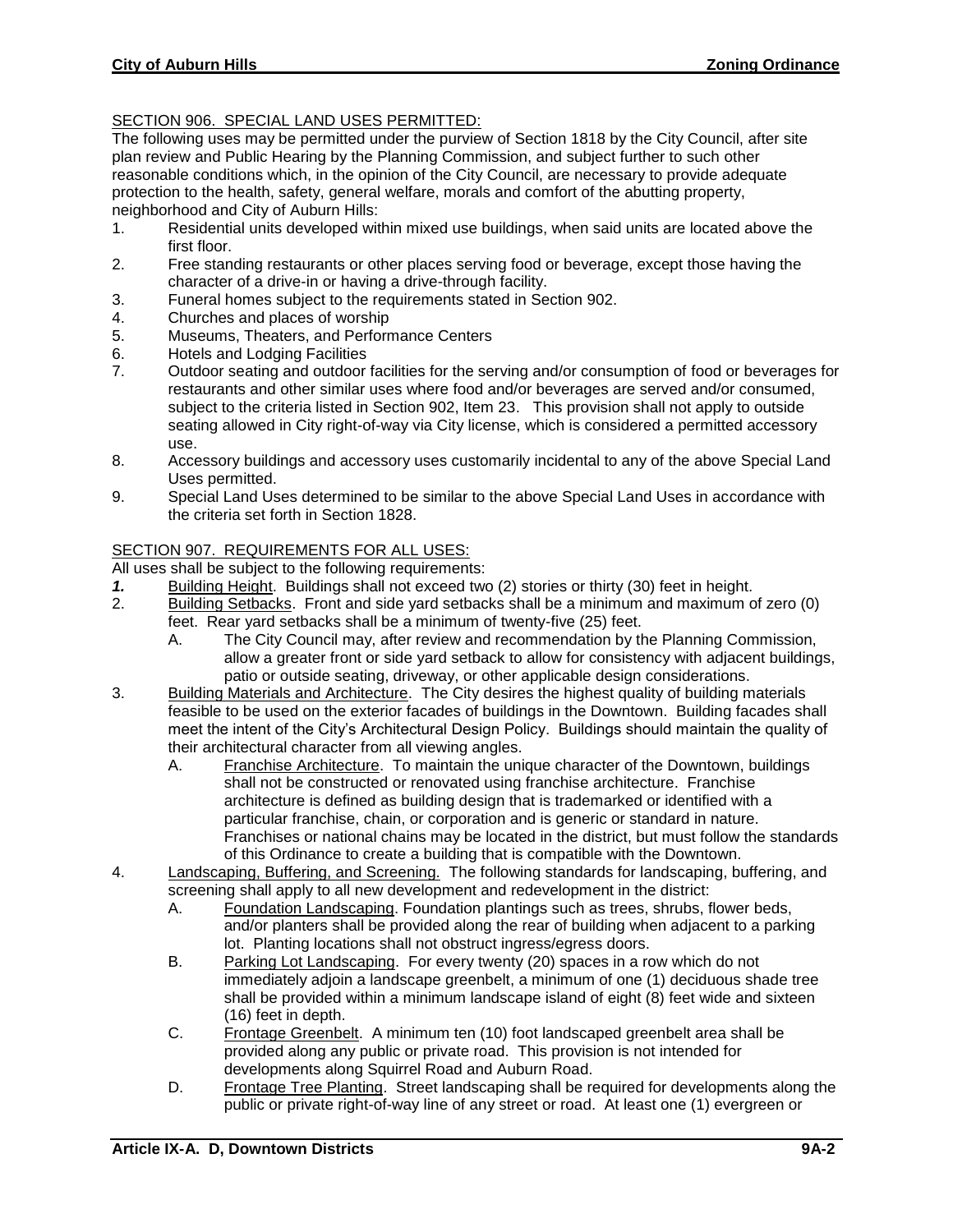## SECTION 906. SPECIAL LAND USES PERMITTED:

The following uses may be permitted under the purview of Section 1818 by the City Council, after site plan review and Public Hearing by the Planning Commission, and subject further to such other reasonable conditions which, in the opinion of the City Council, are necessary to provide adequate protection to the health, safety, general welfare, morals and comfort of the abutting property, neighborhood and City of Auburn Hills:

1. Residential units developed within mixed use buildings, when said units are located above the first floor.
2. Free standing restaurants or other places serving food or beverage, except those having the character of a drive-in or having a drive-through facility.
3. Funeral homes subject to the requirements stated in Section 902.
4. Churches and places of worship
5. Museums, Theaters, and Performance Centers
6. Hotels and Lodging Facilities
7. Outdoor seating and outdoor facilities for the serving and/or consumption of food or beverages for restaurants and other similar uses where food and/or beverages are served and/or consumed, subject to the criteria listed in Section 902, Item 23. This provision shall not apply to outside seating allowed in City right-of-way via City license, which is considered a permitted accessory use.
8. Accessory buildings and accessory uses customarily incidental to any of the above Special Land Uses permitted.
9. Special Land Uses determined to be similar to the above Special Land Uses in accordance with the criteria set forth in Section 1828.

## SECTION 907. REQUIREMENTS FOR ALL USES:

All uses shall be subject to the following requirements:

***1.*** Building Height. Buildings shall not exceed two (2) stories or thirty (30) feet in height.

2. Building Setbacks. Front and side yard setbacks shall be a minimum and maximum of zero (0) feet. Rear yard setbacks shall be a minimum of twenty-five (25) feet.
   - A. The City Council may, after review and recommendation by the Planning Commission, allow a greater front or side yard setback to allow for consistency with adjacent buildings, patio or outside seating, driveway, or other applicable design considerations.
3. Building Materials and Architecture. The City desires the highest quality of building materials feasible to be used on the exterior facades of buildings in the Downtown. Building facades shall meet the intent of the City's Architectural Design Policy. Buildings should maintain the quality of their architectural character from all viewing angles.
   - A. Franchise Architecture. To maintain the unique character of the Downtown, buildings shall not be constructed or renovated using franchise architecture. Franchise architecture is defined as building design that is trademarked or identified with a particular franchise, chain, or corporation and is generic or standard in nature. Franchises or national chains may be located in the district, but must follow the standards of this Ordinance to create a building that is compatible with the Downtown.
4. Landscaping, Buffering, and Screening. The following standards for landscaping, buffering, and screening shall apply to all new development and redevelopment in the district:
   - A. Foundation Landscaping. Foundation plantings such as trees, shrubs, flower beds, and/or planters shall be provided along the rear of building when adjacent to a parking lot. Planting locations shall not obstruct ingress/egress doors.
   - B. Parking Lot Landscaping. For every twenty (20) spaces in a row which do not immediately adjoin a landscape greenbelt, a minimum of one (1) deciduous shade tree shall be provided within a minimum landscape island of eight (8) feet wide and sixteen (16) feet in depth.
   - C. Frontage Greenbelt. A minimum ten (10) foot landscaped greenbelt area shall be provided along any public or private road. This provision is not intended for developments along Squirrel Road and Auburn Road.
   - D. Frontage Tree Planting. Street landscaping shall be required for developments along the public or private right-of-way line of any street or road. At least one (1) evergreen or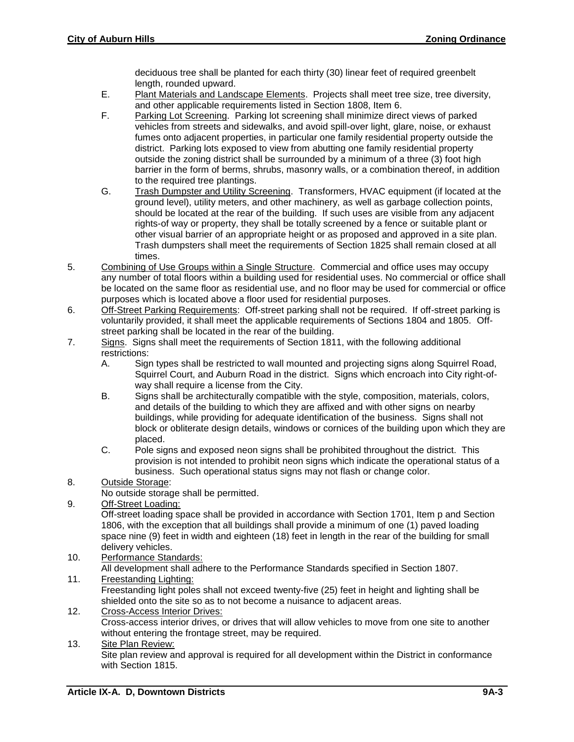deciduous tree shall be planted for each thirty (30) linear feet of required greenbelt length, rounded upward.

E. Plant Materials and Landscape Elements. Projects shall meet tree size, tree diversity, and other applicable requirements listed in Section 1808, Item 6.

F. Parking Lot Screening. Parking lot screening shall minimize direct views of parked vehicles from streets and sidewalks, and avoid spill-over light, glare, noise, or exhaust fumes onto adjacent properties, in particular one family residential property outside the district. Parking lots exposed to view from abutting one family residential property outside the zoning district shall be surrounded by a minimum of a three (3) foot high barrier in the form of berms, shrubs, masonry walls, or a combination thereof, in addition to the required tree plantings.

G. Trash Dumpster and Utility Screening. Transformers, HVAC equipment (if located at the ground level), utility meters, and other machinery, as well as garbage collection points, should be located at the rear of the building. If such uses are visible from any adjacent rights-of way or property, they shall be totally screened by a fence or suitable plant or other visual barrier of an appropriate height or as proposed and approved in a site plan. Trash dumpsters shall meet the requirements of Section 1825 shall remain closed at all times.

5. Combining of Use Groups within a Single Structure. Commercial and office uses may occupy any number of total floors within a building used for residential uses. No commercial or office shall be located on the same floor as residential use, and no floor may be used for commercial or office purposes which is located above a floor used for residential purposes.

6. Off-Street Parking Requirements: Off-street parking shall not be required. If off-street parking is voluntarily provided, it shall meet the applicable requirements of Sections 1804 and 1805. Off-street parking shall be located in the rear of the building.

7. Signs. Signs shall meet the requirements of Section 1811, with the following additional restrictions:

   A. Sign types shall be restricted to wall mounted and projecting signs along Squirrel Road, Squirrel Court, and Auburn Road in the district. Signs which encroach into City right-of-way shall require a license from the City.

   B. Signs shall be architecturally compatible with the style, composition, materials, colors, and details of the building to which they are affixed and with other signs on nearby buildings, while providing for adequate identification of the business. Signs shall not block or obliterate design details, windows or cornices of the building upon which they are placed.

   C. Pole signs and exposed neon signs shall be prohibited throughout the district. This provision is not intended to prohibit neon signs which indicate the operational status of a business. Such operational status signs may not flash or change color.

8. Outside Storage:
   No outside storage shall be permitted.

9. Off-Street Loading:
   Off-street loading space shall be provided in accordance with Section 1701, Item p and Section 1806, with the exception that all buildings shall provide a minimum of one (1) paved loading space nine (9) feet in width and eighteen (18) feet in length in the rear of the building for small delivery vehicles.

10. Performance Standards:
    All development shall adhere to the Performance Standards specified in Section 1807.

11. Freestanding Lighting:
    Freestanding light poles shall not exceed twenty-five (25) feet in height and lighting shall be shielded onto the site so as to not become a nuisance to adjacent areas.

12. Cross-Access Interior Drives:
    Cross-access interior drives, or drives that will allow vehicles to move from one site to another without entering the frontage street, may be required.

13. Site Plan Review:
    Site plan review and approval is required for all development within the District in conformance with Section 1815.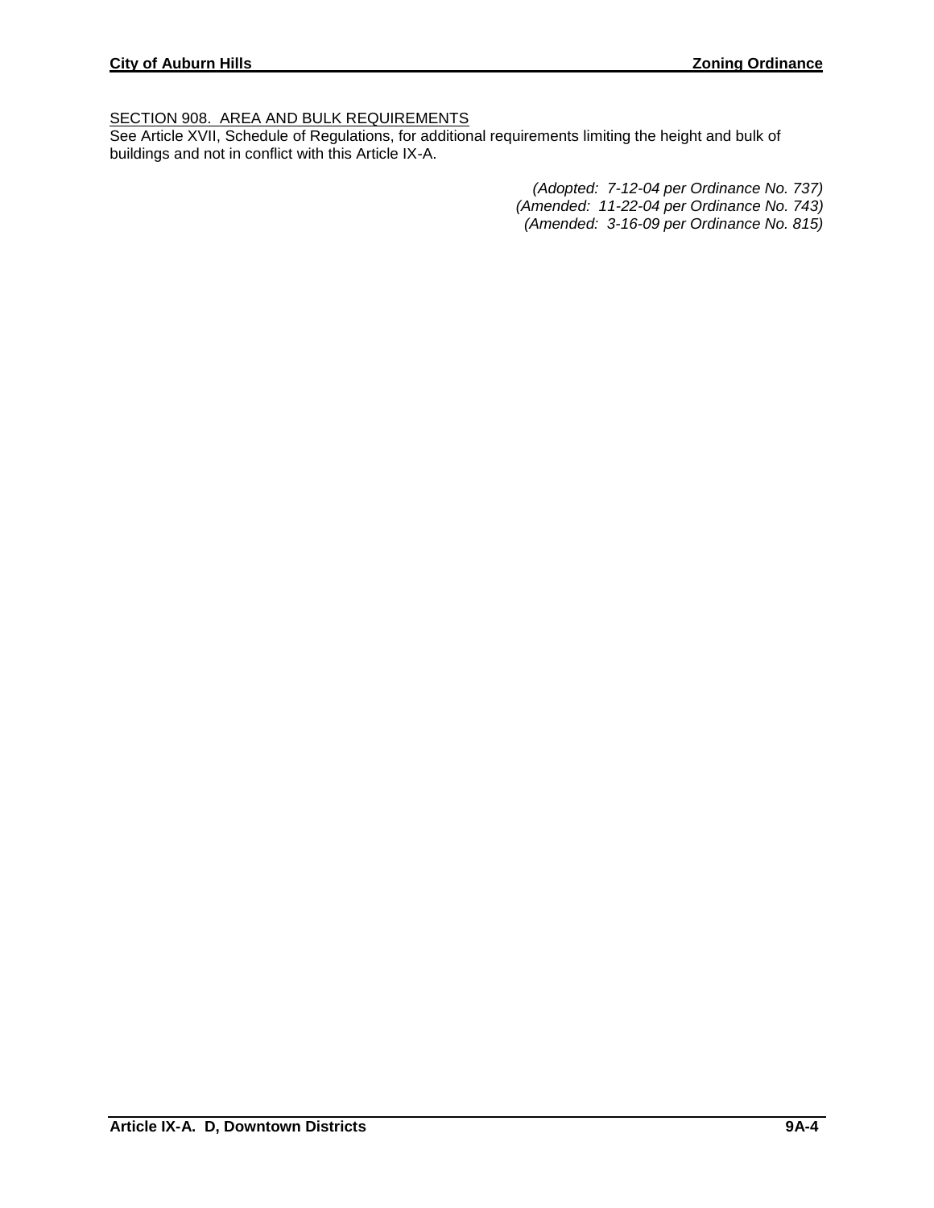SECTION 908. AREA AND BULK REQUIREMENTS

See Article XVII, Schedule of Regulations, for additional requirements limiting the height and bulk of buildings and not in conflict with this Article IX-A.

*(Adopted: 7-12-04 per Ordinance No. 737)*
*(Amended: 11-22-04 per Ordinance No. 743)*
*(Amended: 3-16-09 per Ordinance No. 815)*